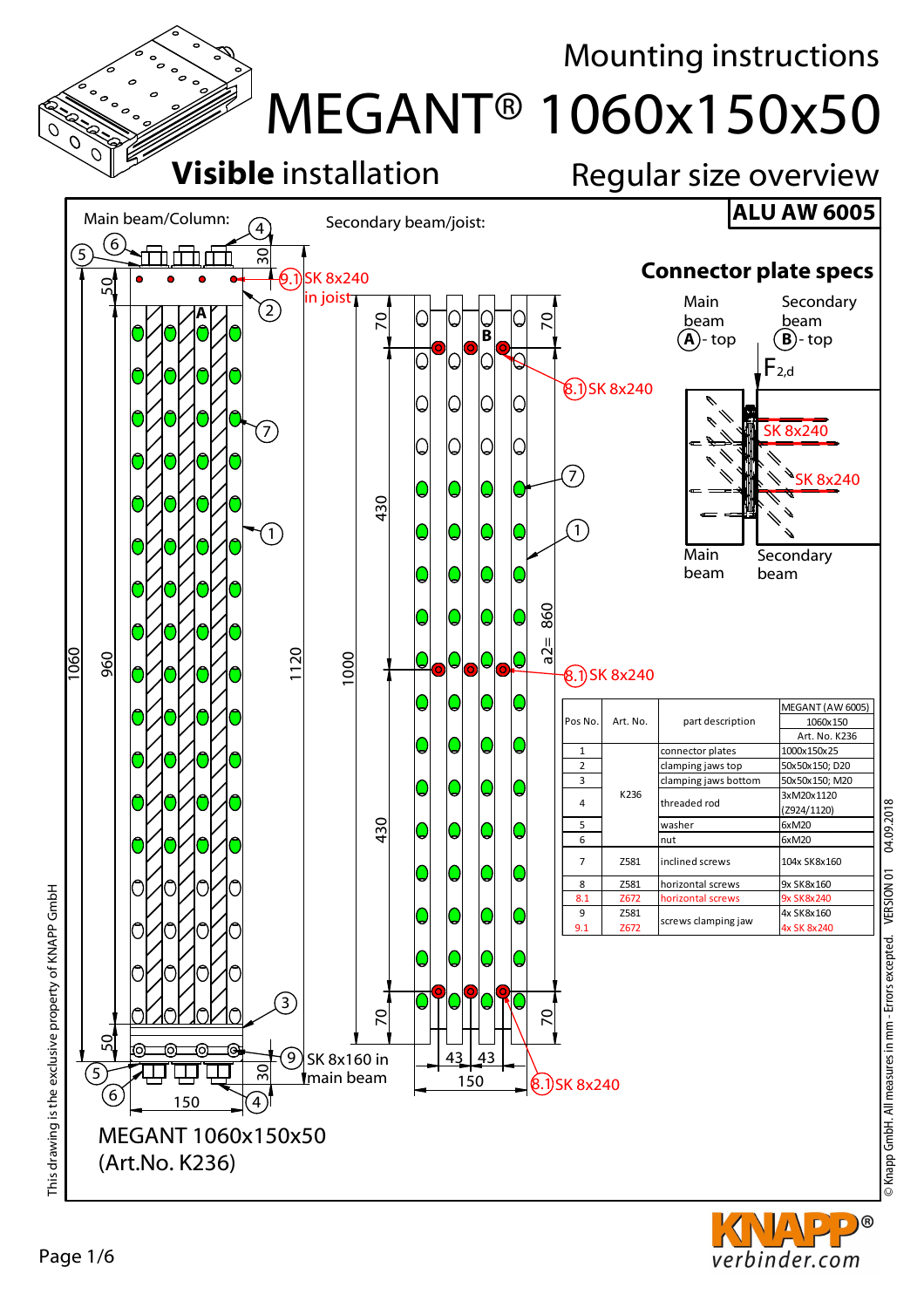# Mounting instructions

# MEGANT® 1060x150x50

**Visible** installation

Regular size overview

**ALU AW 6005**

Main beam/Column:

Secondary beam/joist:

9.1 SK 8x240 in joist

8.1 SK 8x240

SK 8x160 in main beam

## Connector plate specs

Main beam (A) - top

Secondary beam (B) - top

$F_{2,d}$

SK 8x240

SK 8x240

Main beam

Secondary beam

| Pos No. | Art. No. | part description | MEGANT (AW 6005) 1060x150 Art. No. K236 |
|---|---|---|---|
| 1 | K236 | connector plates | 1000x150x25 |
| 2 | | clamping jaws top | 50x50x150; D20 |
| 3 | | clamping jaws bottom | 50x50x150; M20 |
| 4 | | threaded rod | 3xM20x1120 (Z924/1120) |
| 5 | | washer | 6xM20 |
| 6 | | nut | 6xM20 |
| 7 | Z581 | inclined screws | 104x SK8x160 |
| 8 | Z581 | horizontal screws | 9x SK8x160 |
| 8.1 | Z672 | horizontal screws | 9x SK8x240 |
| 9 | Z581 | screws clamping jaw | 4x SK8x160 |
| 9.1 | Z672 | | 4x SK 8x240 |

MEGANT 1060x150x50
(Art.No. K236)

This drawing is the exclusive property of KNAPP GmbH

© Knapp GmbH. All measures in mm - Errors excepted. VERSION 01 04.09.2018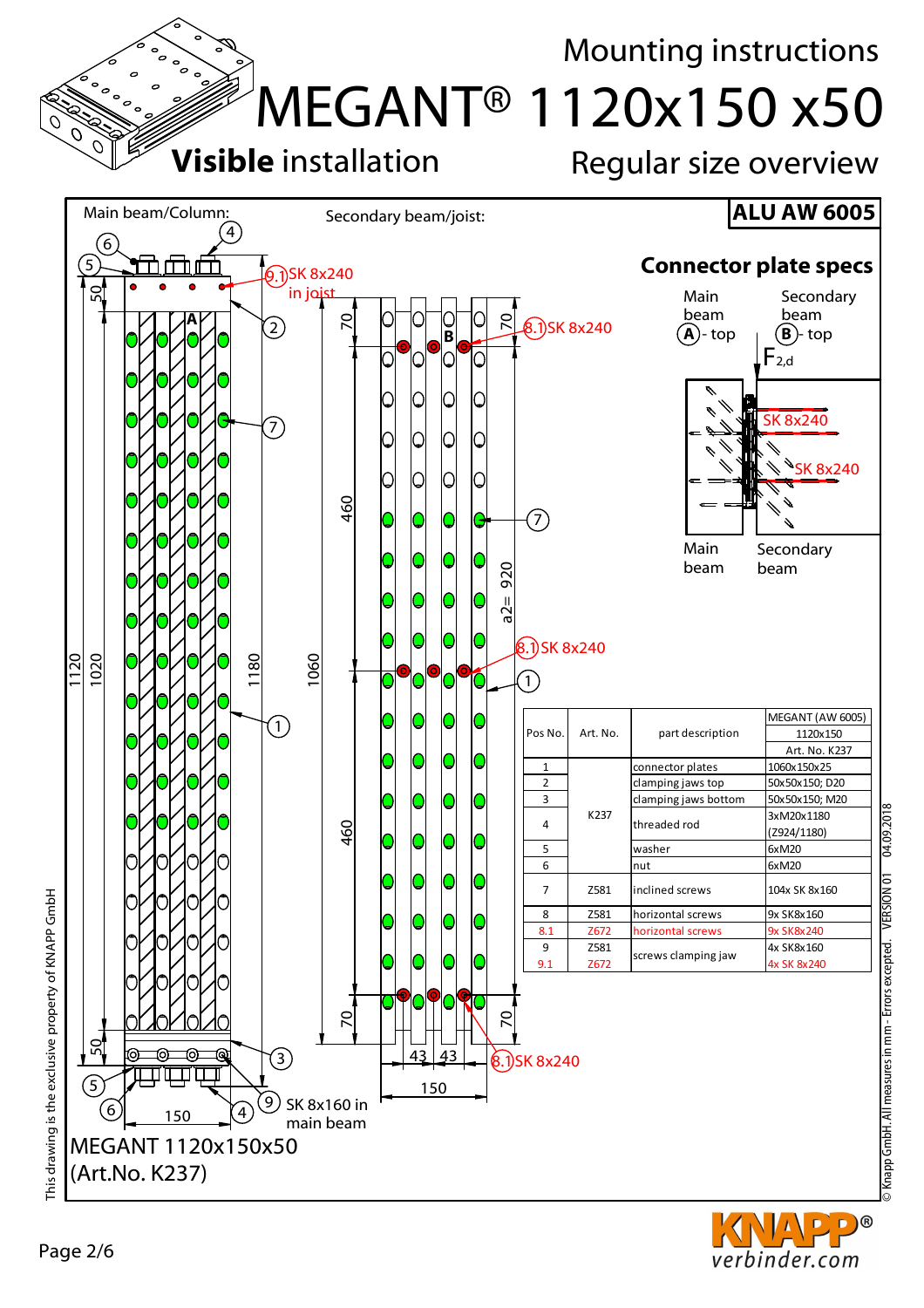Mounting instructions

# MEGANT® 1120x150 x50

**Visible** installation

Regular size overview

Main beam/Column:

Secondary beam/joist:

**ALU AW 6005**

## Connector plate specs

Main beam (A) - top

Secondary beam (B) - top

$F_{2,d}$

SK 8x240

SK 8x240

Main beam

Secondary beam

9.1 SK 8x240 in joist

8.1 SK 8x240

8.1 SK 8x240

8.1 SK 8x240

9 SK 8x160 in main beam

a2= 920

MEGANT 1120x150x50 (Art.No. K237)

| Pos No. | Art. No. | part description | MEGANT (AW 6005) 1120x150 Art. No. K237 |
|---|---|---|---|
| 1 | K237 | connector plates | 1060x150x25 |
| 2 | | clamping jaws top | 50x50x150; D20 |
| 3 | | clamping jaws bottom | 50x50x150; M20 |
| 4 | | threaded rod | 3xM20x1180 (Z924/1180) |
| 5 | | washer | 6xM20 |
| 6 | | nut | 6xM20 |
| 7 | Z581 | inclined screws | 104x SK 8x160 |
| 8 | Z581 | horizontal screws | 9x SK8x160 |
| 8.1 | Z672 | horizontal screws | 9x SK8x240 |
| 9 | Z581 | screws clamping jaw | 4x SK8x160 |
| 9.1 | Z672 | | 4x SK 8x240 |

This drawing is the exclusive property of KNAPP GmbH

© Knapp GmbH. All measures in mm - Errors excepted. VERSION 01 04.09.2018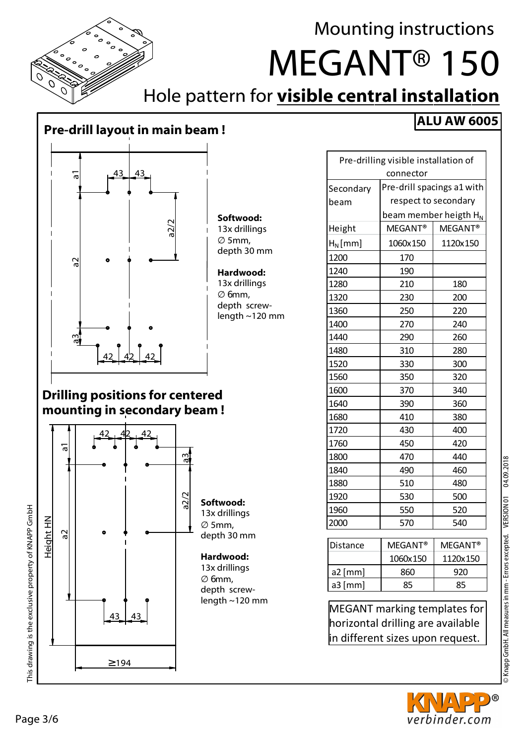# Mounting instructions

# MEGANT® 150

## Hole pattern for **visible central installation**

**ALU AW 6005**

### Pre-drill layout in main beam !

a1 | 43 | 43 | a2/2 | a2 | a3 | 42 | 42 | 42

**Softwood:**
13x drillings
∅ 5mm,
depth 30 mm

**Hardwood:**
13x drillings
∅ 6mm,
depth screw-length ~120 mm

### Drilling positions for centered mounting in secondary beam !

42 | 42 | 42 | a1 | a3 | a2/2 | a2 | Height HN | 43 | 43 | ≥194

**Softwood:**
13x drillings
∅ 5mm,
depth 30 mm

**Hardwood:**
13x drillings
∅ 6mm,
depth screw-length ~120 mm

| Pre-drilling visible installation of connector | | |
|---|---|---|
| Secondary beam | Pre-drill spacings a1 with respect to secondary beam member heigth $H_N$ | |
| Height $H_N$ [mm] | MEGANT® 1060x150 | MEGANT® 1120x150 |
| 1200 | 170 | |
| 1240 | 190 | |
| 1280 | 210 | 180 |
| 1320 | 230 | 200 |
| 1360 | 250 | 220 |
| 1400 | 270 | 240 |
| 1440 | 290 | 260 |
| 1480 | 310 | 280 |
| 1520 | 330 | 300 |
| 1560 | 350 | 320 |
| 1600 | 370 | 340 |
| 1640 | 390 | 360 |
| 1680 | 410 | 380 |
| 1720 | 430 | 400 |
| 1760 | 450 | 420 |
| 1800 | 470 | 440 |
| 1840 | 490 | 460 |
| 1880 | 510 | 480 |
| 1920 | 530 | 500 |
| 1960 | 550 | 520 |
| 2000 | 570 | 540 |

| Distance | MEGANT® 1060x150 | MEGANT® 1120x150 |
|---|---|---|
| a2 [mm] | 860 | 920 |
| a3 [mm] | 85 | 85 |

MEGANT marking templates for horizontal drilling are available in different sizes upon request.

This drawing is the exclusive property of KNAPP GmbH

© Knapp GmbH. All measures in mm - Errors excepted. VERSION 01 04.09.2018

KNAPP® verbinder.com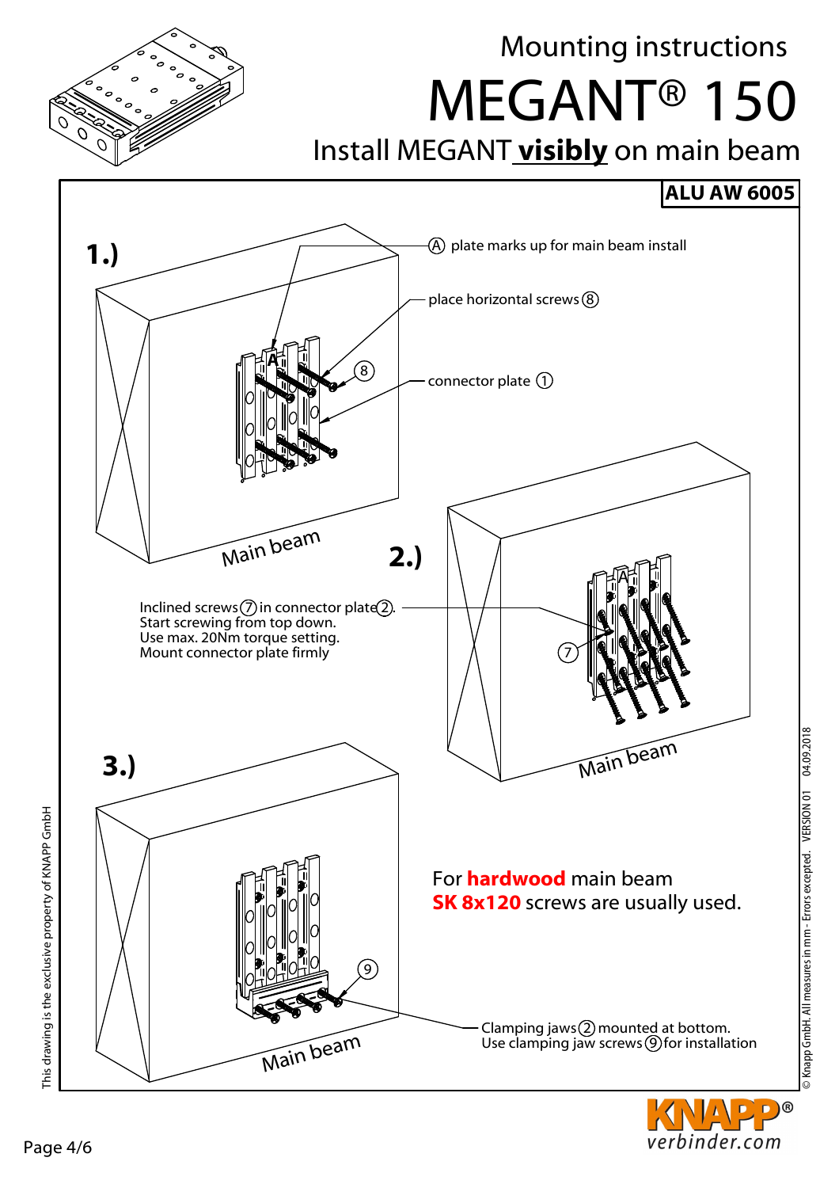# Mounting instructions

# MEGANT® 150

## Install MEGANT **visibly** on main beam

**ALU AW 6005**

**1.)**

Ⓐ plate marks up for main beam install

place horizontal screws ⑧

connector plate ①

Main beam

**2.)**

Inclined screws ⑦ in connector plate ②.
Start screwing from top down.
Use max. 20Nm torque setting.
Mount connector plate firmly

Main beam

**3.)**

For **hardwood** main beam
**SK 8x120** screws are usually used.

Clamping jaws ② mounted at bottom.
Use clamping jaw screws ⑨ for installation

Main beam

This drawing is the exclusive property of KNAPP GmbH

© Knapp GmbH. All measures in mm - Errors excepted. VERSION 01 04.09.2018

KNAPP® verbinder.com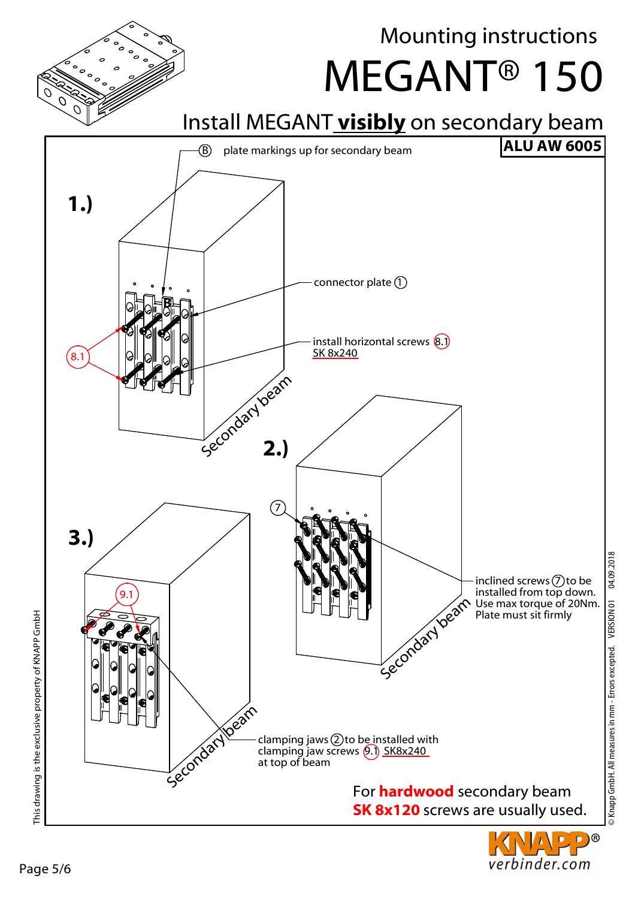Mounting instructions

# MEGANT® 150

## Install MEGANT **visibly** on secondary beam

**ALU AW 6005**

**1.)**

(B) plate markings up for secondary beam

connector plate (1)

install horizontal screws (8.1) SK 8x240

(8.1)

Secondary beam

**2.)**

(7)

inclined screws (7) to be installed from top down. Use max torque of 20Nm. Plate must sit firmly

Secondary beam

**3.)**

(9.1)

clamping jaws (2) to be installed with clamping jaw screws (9.1) SK8x240 at top of beam

Secondary beam

For **hardwood** secondary beam **SK 8x120** screws are usually used.

This drawing is the exclusive property of KNAPP GmbH

© Knapp GmbH. All measures in mm - Errors excepted. VERSION 01 04.09.2018

KNAPP® verbinder.com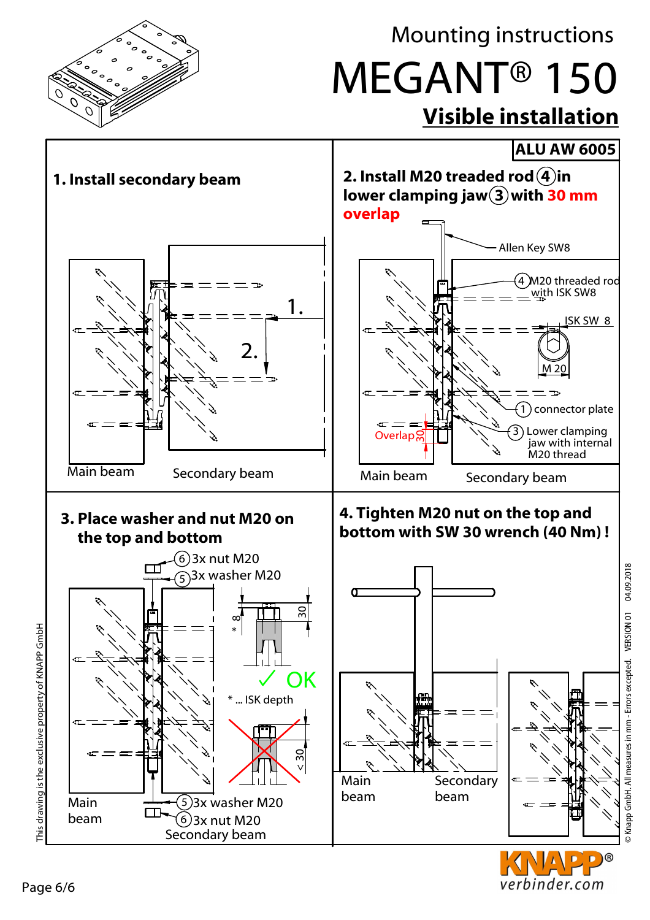Mounting instructions

# MEGANT® 150

## Visible installation

ALU AW 6005

### 1. Install secondary beam

1.

2.

Main beam

Secondary beam

### 2. Install M20 treaded rod (4) in lower clamping jaw (3) with 30 mm overlap

Allen Key SW8

(4) M20 threaded rod with ISK SW8

ISK SW 8

M 20

(1) connector plate

(3) Lower clamping jaw with internal M20 thread

Overlap 30

Main beam

Secondary beam

### 3. Place washer and nut M20 on the top and bottom

(6) 3x nut M20

(5) 3x washer M20

8*

30

✓ OK

* ... ISK depth

< 30

(5) 3x washer M20

(6) 3x nut M20

Main beam

Secondary beam

### 4. Tighten M20 nut on the top and bottom with SW 30 wrench (40 Nm) !

Main beam

Secondary beam

This drawing is the exclusive property of KNAPP GmbH

© Knapp GmbH. All measures in mm - Errors excepted. VERSION 01 04.09.2018

KNAPP® verbinder.com